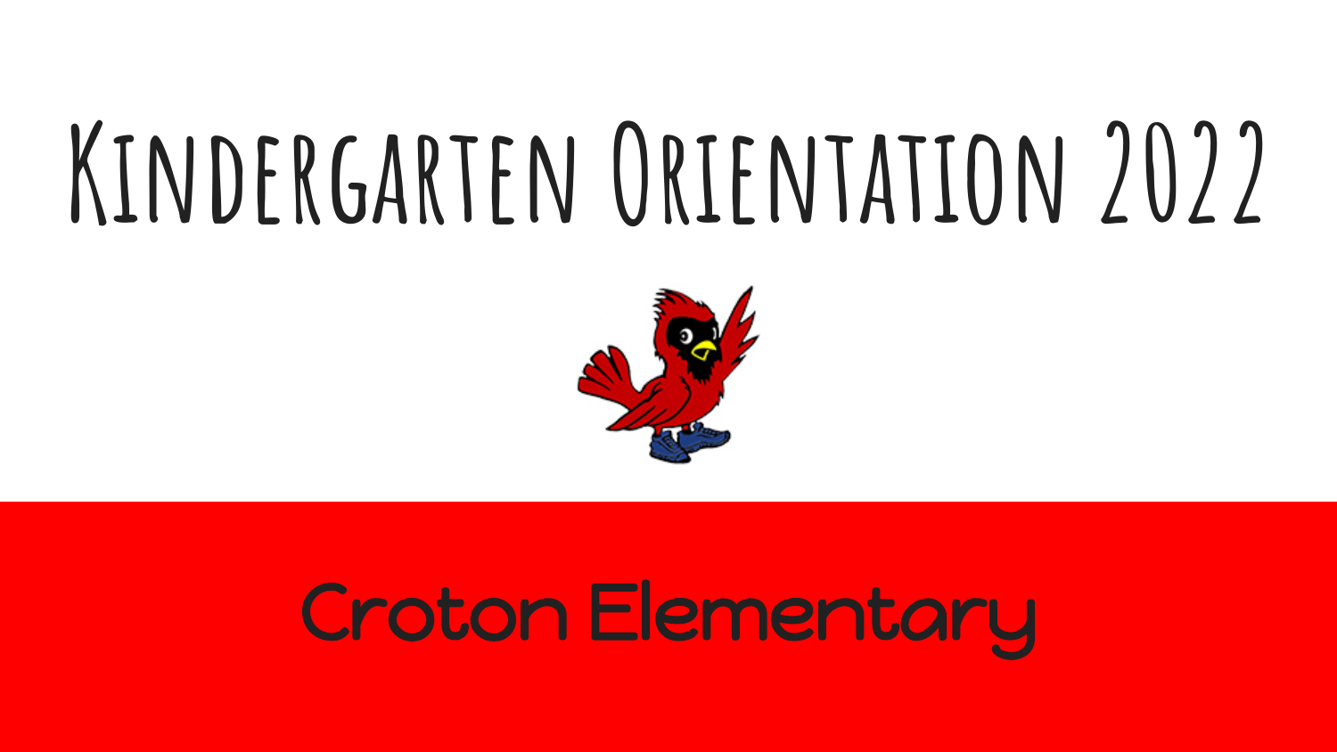# Kindergarten Orientation 2022

Croton Elementary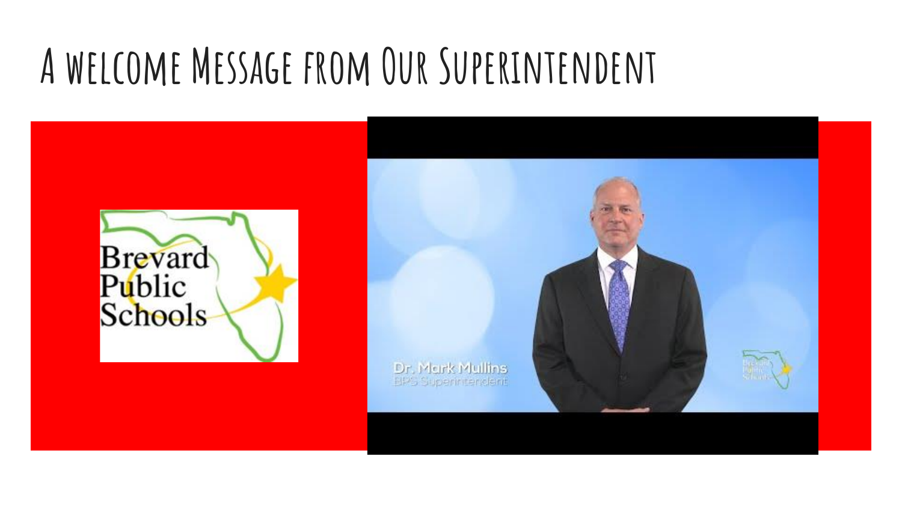# A welcome Message from Our Superintendent

Brevard Public Schools

Dr. Mark Mullins
BPS Superintendent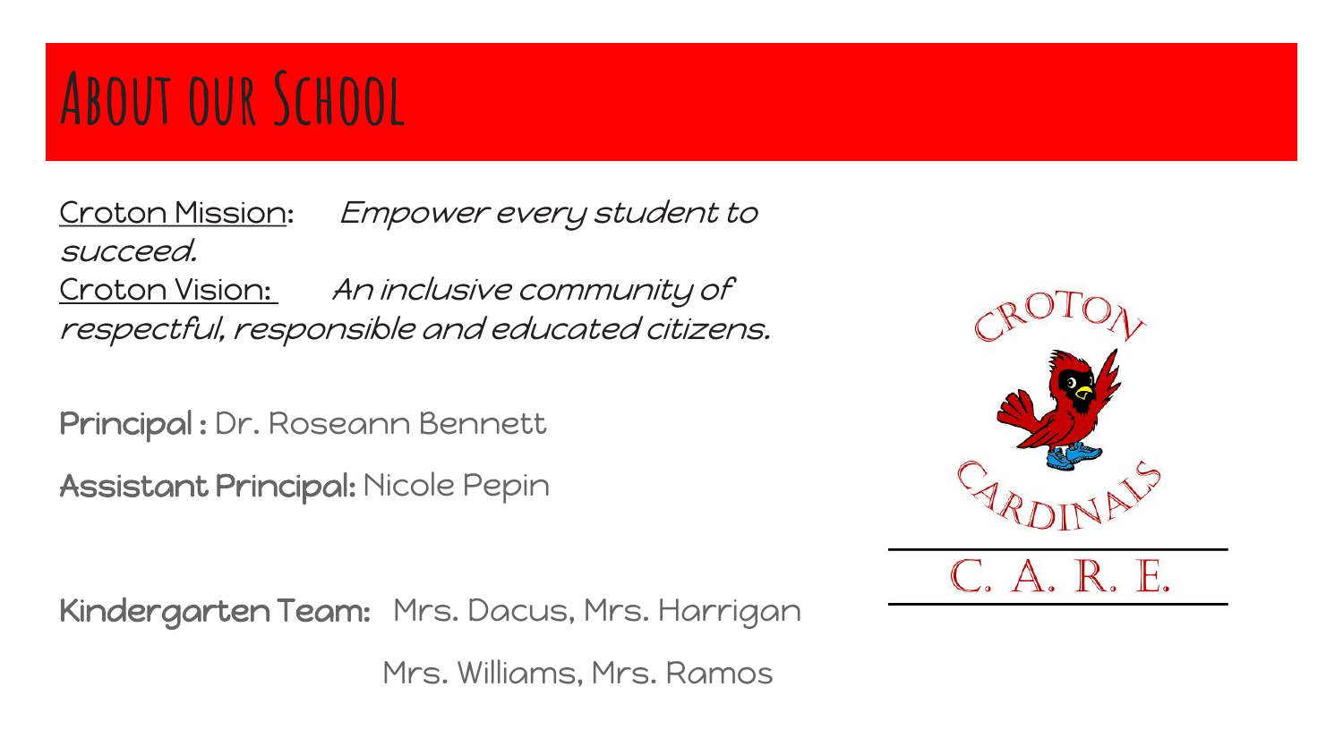# About our School

Croton Mission: *Empower every student to succeed.*
Croton Vision: *An inclusive community of respectful, responsible and educated citizens.*

**Principal :** Dr. Roseann Bennett

**Assistant Principal:** Nicole Pepin

**Kindergarten Team:** Mrs. Dacus, Mrs. Harrigan
Mrs. Williams, Mrs. Ramos

CROTON CARDINALS

C. A. R. E.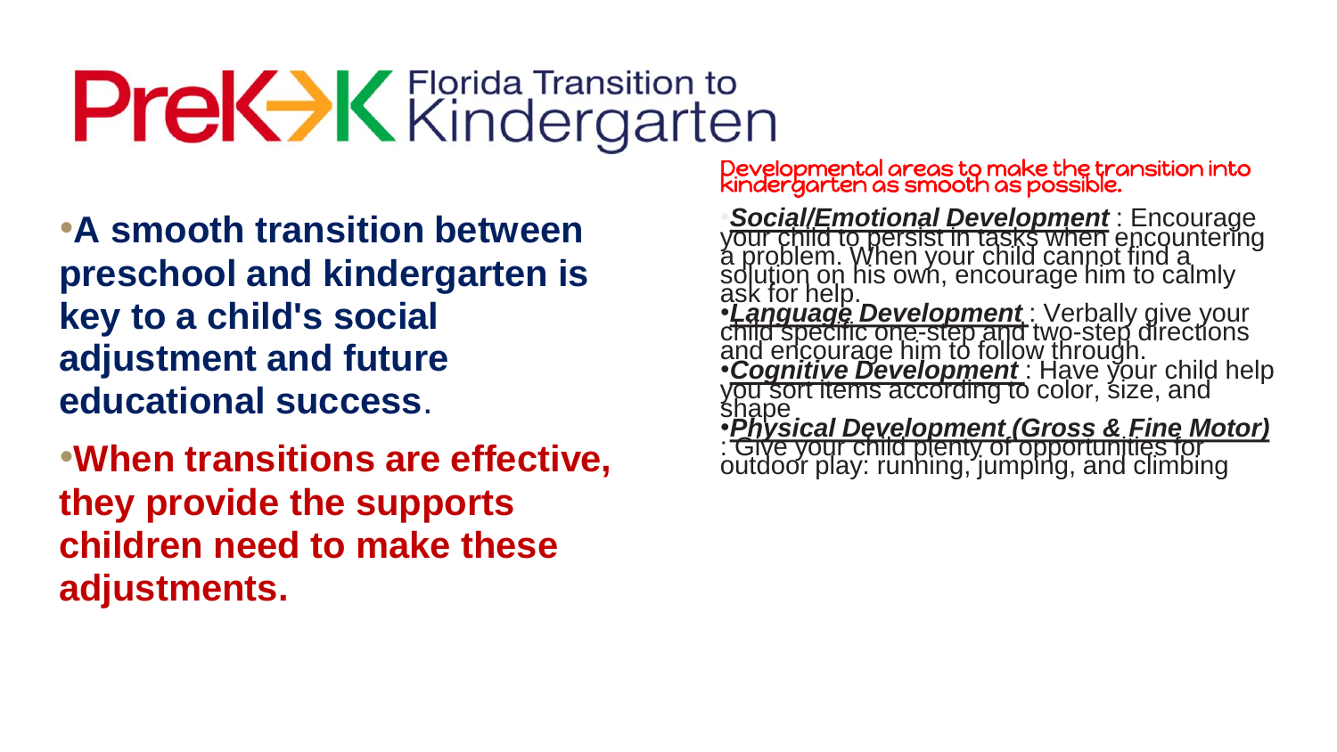# PreK→K Florida Transition to Kindergarten

- **A smooth transition between preschool and kindergarten is key to a child's social adjustment and future educational success**.
- **When transitions are effective, they provide the supports children need to make these adjustments.**

## Developmental areas to make the transition into kindergarten as smooth as possible.

- ***Social/Emotional Development*** : Encourage your child to persist in tasks when encountering a problem. When your child cannot find a solution on his own, encourage him to calmly ask for help.
- ***Language Development*** : Verbally give your child specific one-step and two-step directions and encourage him to follow through.
- ***Cognitive Development*** : Have your child help you sort items according to color, size, and shape
- ***Physical Development (Gross & Fine Motor)*** : Give your child plenty of opportunities for outdoor play: running, jumping, and climbing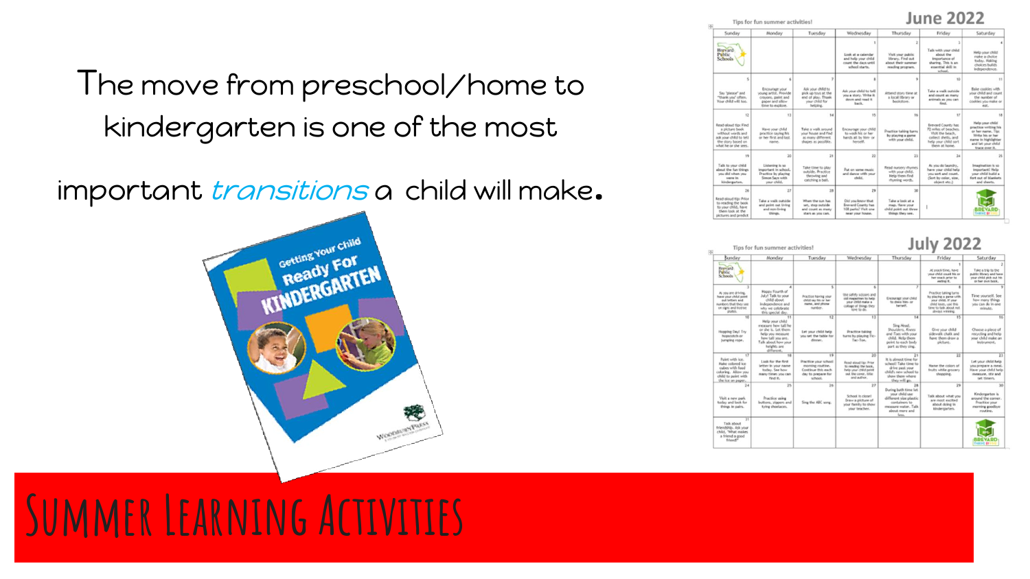The move from preschool/home to kindergarten is one of the most important *transitions* a child will make.

# Summer Learning Activities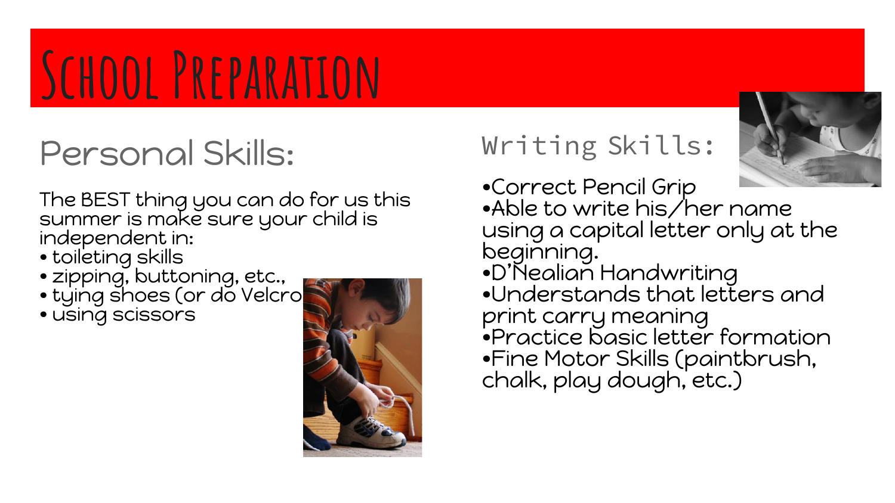# School Preparation

## Personal Skills:

The BEST thing you can do for us this summer is make sure your child is independent in:

- toileting skills
- zipping, buttoning, etc.,
- tying shoes (or do Velcro
- using scissors

## Writing Skills:

- Correct Pencil Grip
- Able to write his/her name using a capital letter only at the beginning.
- D'Nealian Handwriting
- Understands that letters and print carry meaning
- Practice basic letter formation
- Fine Motor Skills (paintbrush, chalk, play dough, etc.)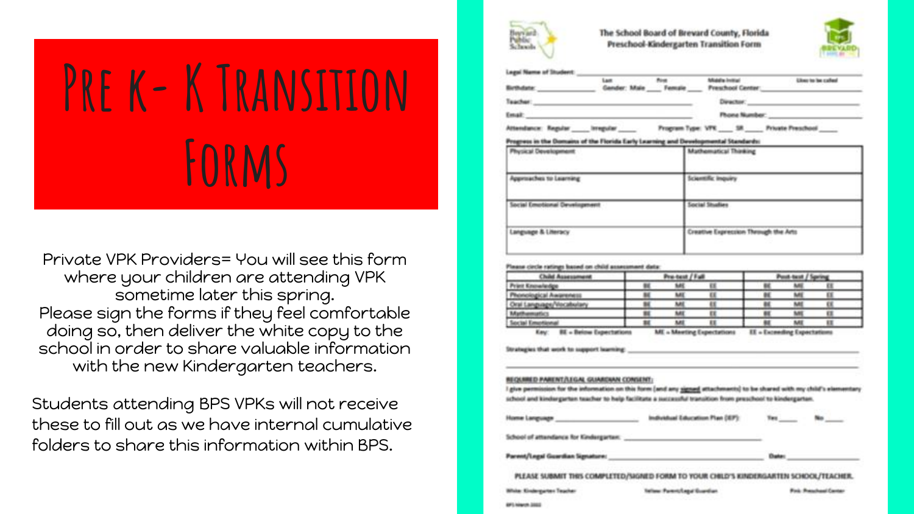# Pre K- K Transition Forms

Private VPK Providers= You will see this form where your children are attending VPK sometime later this spring.
Please sign the forms if they feel comfortable doing so, then deliver the white copy to the school in order to share valuable information with the new Kindergarten teachers.

Students attending BPS VPKs will not receive these to fill out as we have internal cumulative folders to share this information within BPS.

---

**The School Board of Brevard County, Florida**
**Preschool-Kindergarten Transition Form**

Legal Name of Student: ______________________________
Last First Middle Initial Likes to be called

Birthdate: __________ Gender: Male ____ Female ____ Preschool Center: __________

Teacher: ______________________________ Director: ______________________________

Email: ______________________________ Phone Number: ______________________________

Attendance: Regular ____ Irregular ____ Program Type: VPK ____ SR ____ Private Preschool ____

**Progress in the Domains of the Florida Early Learning and Developmental Standards:**

| | |
|---|---|
| Physical Development | Mathematical Thinking |
| Approaches to Learning | Scientific Inquiry |
| Social Emotional Development | Social Studies |
| Language & Literacy | Creative Expression Through the Arts |

Please circle ratings based on child assessment data:

| Child Assessment | Pre-test / Fall | | | Post-test / Spring | | |
|---|---|---|---|---|---|---|
| Print Knowledge | BE | ME | EE | BE | ME | EE |
| Phonological Awareness | BE | ME | EE | BE | ME | EE |
| Oral Language/Vocabulary | BE | ME | EE | BE | ME | EE |
| Mathematics | BE | ME | EE | BE | ME | EE |
| Social Emotional | BE | ME | EE | BE | ME | EE |

Key: BE = Below Expectations ME = Meeting Expectations EE = Exceeding Expectations

Strategies that work to support learning: ______________________________

**REQUIRED PARENT/LEGAL GUARDIAN CONSENT:**
I give permission for the information on this form (and any signed attachments) to be shared with my child's elementary school and kindergarten teacher to help facilitate a successful transition from preschool to kindergarten.

Home Language __________ Individual Education Plan (IEP): Yes ____ No ____

School of attendance for Kindergarten: ______________________________

Parent/Legal Guardian Signature: ______________________________ Date: __________

PLEASE SUBMIT THIS COMPLETED/SIGNED FORM TO YOUR CHILD'S KINDERGARTEN SCHOOL/TEACHER.

White: Kindergarten Teacher Yellow: Parent/Legal Guardian Pink: Preschool Center

BPS March 2022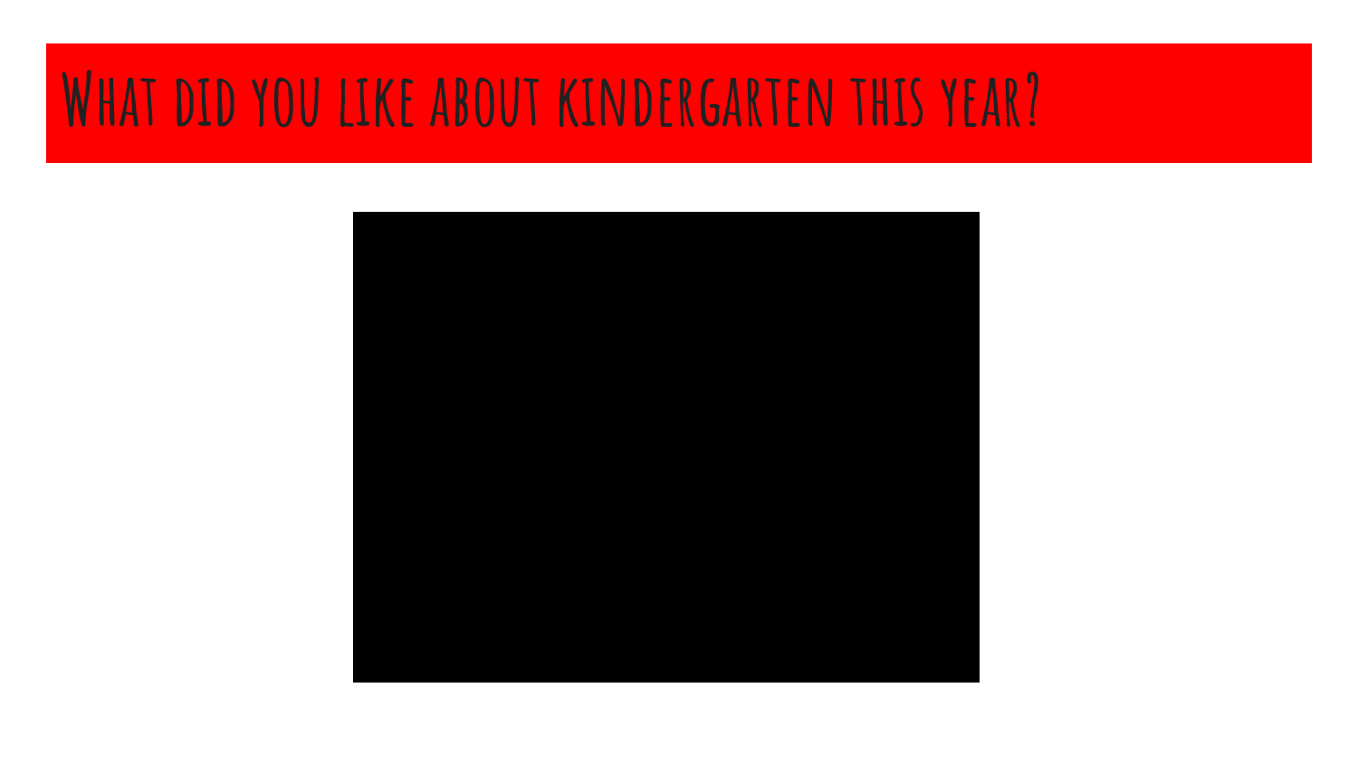# What did you like about kindergarten this year?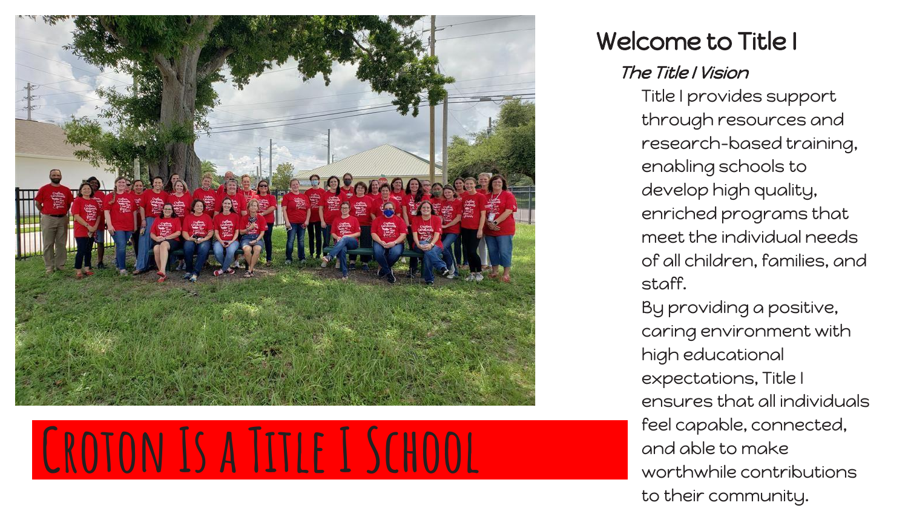# Croton Is a Title I School

## Welcome to Title I

### *The Title I Vision*

Title I provides support through resources and research-based training, enabling schools to develop high quality, enriched programs that meet the individual needs of all children, families, and staff.

By providing a positive, caring environment with high educational expectations, Title I ensures that all individuals feel capable, connected, and able to make worthwhile contributions to their community.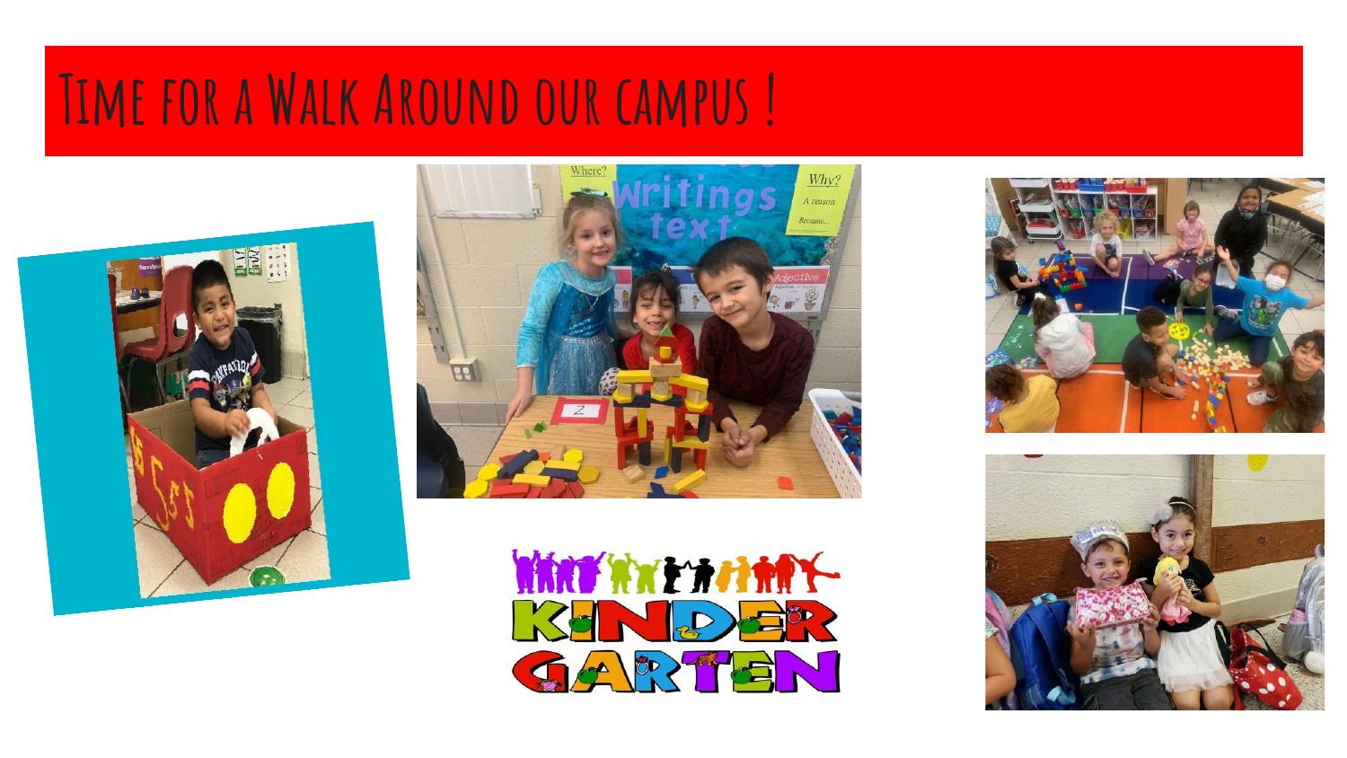# Time for a Walk Around our campus !